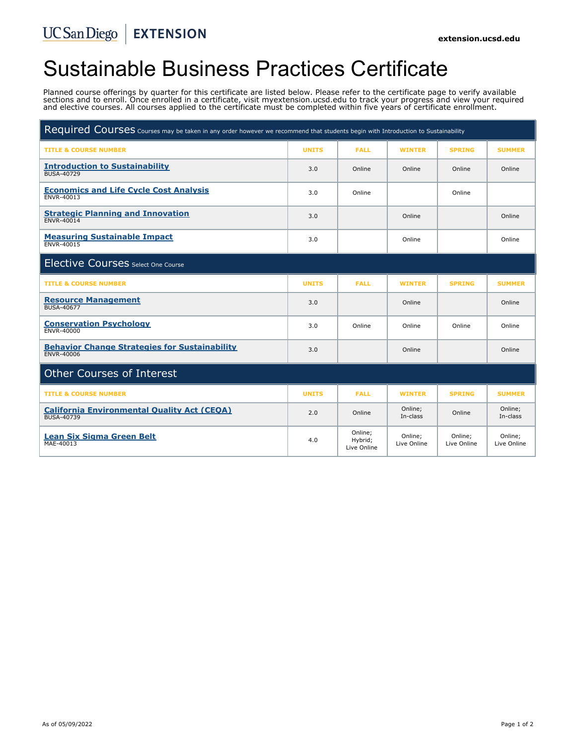UC San Diego | EXTENSION

extension.ucsd.edu

# Sustainable Business Practices Certificate

Planned course offerings by quarter for this certificate are listed below. Please refer to the certificate page to verify available sections and to enroll. Once enrolled in a certificate, visit myextension.ucsd.edu to track your progress and view your required and elective courses. All courses applied to the certificate must be completed within five years of certificate enrollment.

## Required Courses

Courses may be taken in any order however we recommend that students begin with Introduction to Sustainability

| TITLE & COURSE NUMBER | UNITS | FALL | WINTER | SPRING | SUMMER |
|---|---|---|---|---|---|
| **Introduction to Sustainability** BUSA-40729 | 3.0 | Online | Online | Online | Online |
| **Economics and Life Cycle Cost Analysis** ENVR-40013 | 3.0 | Online | | Online | |
| **Strategic Planning and Innovation** ENVR-40014 | 3.0 | | Online | | Online |
| **Measuring Sustainable Impact** ENVR-40015 | 3.0 | | Online | | Online |

## Elective Courses

Select One Course

| TITLE & COURSE NUMBER | UNITS | FALL | WINTER | SPRING | SUMMER |
|---|---|---|---|---|---|
| **Resource Management** BUSA-40677 | 3.0 | | Online | | Online |
| **Conservation Psychology** ENVR-40000 | 3.0 | Online | Online | Online | Online |
| **Behavior Change Strategies for Sustainability** ENVR-40006 | 3.0 | | Online | | Online |

## Other Courses of Interest

| TITLE & COURSE NUMBER | UNITS | FALL | WINTER | SPRING | SUMMER |
|---|---|---|---|---|---|
| **California Environmental Quality Act (CEQA)** BUSA-40739 | 2.0 | Online | Online; In-class | Online | Online; In-class |
| **Lean Six Sigma Green Belt** MAE-40013 | 4.0 | Online; Hybrid; Live Online | Online; Live Online | Online; Live Online | Online; Live Online |

As of 05/09/2022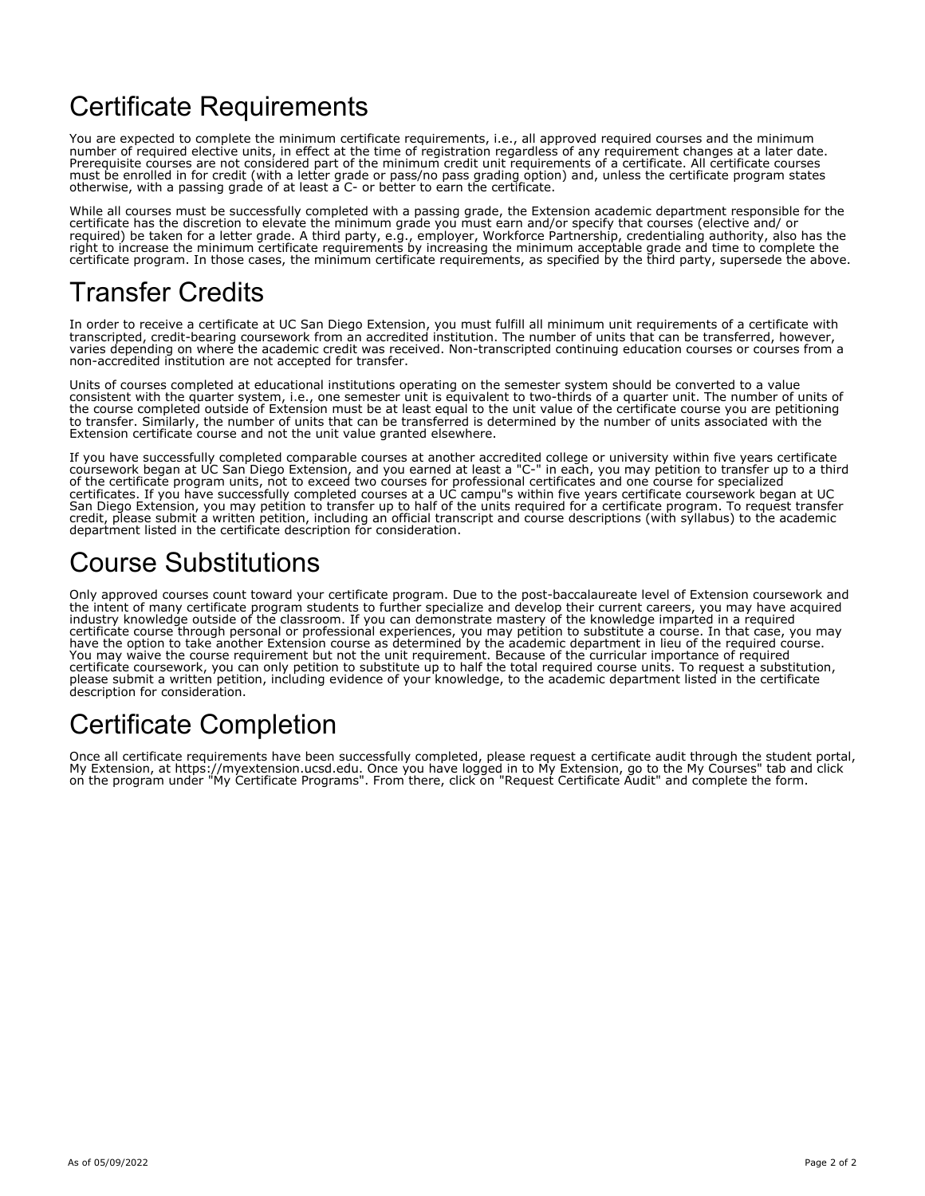# Certificate Requirements

You are expected to complete the minimum certificate requirements, i.e., all approved required courses and the minimum number of required elective units, in effect at the time of registration regardless of any requirement changes at a later date. Prerequisite courses are not considered part of the minimum credit unit requirements of a certificate. All certificate courses must be enrolled in for credit (with a letter grade or pass/no pass grading option) and, unless the certificate program states otherwise, with a passing grade of at least a C- or better to earn the certificate.

While all courses must be successfully completed with a passing grade, the Extension academic department responsible for the certificate has the discretion to elevate the minimum grade you must earn and/or specify that courses (elective and/ or required) be taken for a letter grade. A third party, e.g., employer, Workforce Partnership, credentialing authority, also has the right to increase the minimum certificate requirements by increasing the minimum acceptable grade and time to complete the certificate program. In those cases, the minimum certificate requirements, as specified by the third party, supersede the above.

# Transfer Credits

In order to receive a certificate at UC San Diego Extension, you must fulfill all minimum unit requirements of a certificate with transcripted, credit-bearing coursework from an accredited institution. The number of units that can be transferred, however, varies depending on where the academic credit was received. Non-transcripted continuing education courses or courses from a non-accredited institution are not accepted for transfer.

Units of courses completed at educational institutions operating on the semester system should be converted to a value consistent with the quarter system, i.e., one semester unit is equivalent to two-thirds of a quarter unit. The number of units of the course completed outside of Extension must be at least equal to the unit value of the certificate course you are petitioning to transfer. Similarly, the number of units that can be transferred is determined by the number of units associated with the Extension certificate course and not the unit value granted elsewhere.

If you have successfully completed comparable courses at another accredited college or university within five years certificate coursework began at UC San Diego Extension, and you earned at least a "C-" in each, you may petition to transfer up to a third of the certificate program units, not to exceed two courses for professional certificates and one course for specialized certificates. If you have successfully completed courses at a UC campu"s within five years certificate coursework began at UC San Diego Extension, you may petition to transfer up to half of the units required for a certificate program. To request transfer credit, please submit a written petition, including an official transcript and course descriptions (with syllabus) to the academic department listed in the certificate description for consideration.

# Course Substitutions

Only approved courses count toward your certificate program. Due to the post-baccalaureate level of Extension coursework and the intent of many certificate program students to further specialize and develop their current careers, you may have acquired industry knowledge outside of the classroom. If you can demonstrate mastery of the knowledge imparted in a required certificate course through personal or professional experiences, you may petition to substitute a course. In that case, you may have the option to take another Extension course as determined by the academic department in lieu of the required course. You may waive the course requirement but not the unit requirement. Because of the curricular importance of required certificate coursework, you can only petition to substitute up to half the total required course units. To request a substitution, please submit a written petition, including evidence of your knowledge, to the academic department listed in the certificate description for consideration.

# Certificate Completion

Once all certificate requirements have been successfully completed, please request a certificate audit through the student portal, My Extension, at https://myextension.ucsd.edu. Once you have logged in to My Extension, go to the My Courses" tab and click on the program under "My Certificate Programs". From there, click on "Request Certificate Audit" and complete the form.

As of 05/09/2022